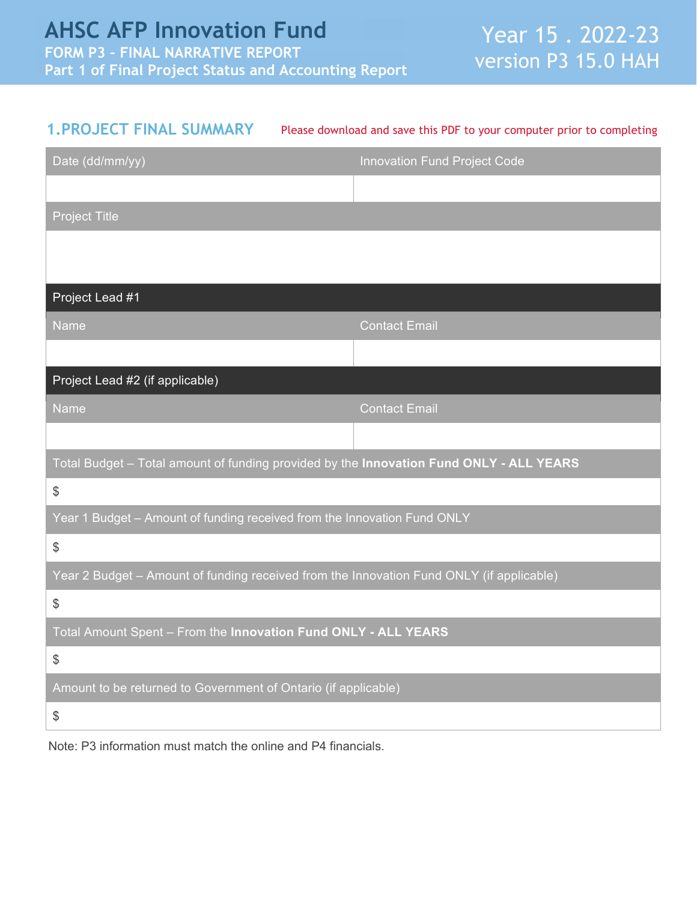# AHSC AFP Innovation Fund

**FORM P3 - FINAL NARRATIVE REPORT**
**Part 1 of Final Project Status and Accounting Report**

Year 15 . 2022-23
version P3 15.0 HAH

## 1. PROJECT FINAL SUMMARY

Please download and save this PDF to your computer prior to completing

| Date (dd/mm/yy) | Innovation Fund Project Code |
| --- | --- |
| | |
| Project Title | |
| | |
| **Project Lead #1** | |
| Name | Contact Email |
| | |
| **Project Lead #2 (if applicable)** | |
| Name | Contact Email |
| | |
| Total Budget – Total amount of funding provided by the **Innovation Fund ONLY - ALL YEARS** | |
| $ | |
| Year 1 Budget – Amount of funding received from the Innovation Fund ONLY | |
| $ | |
| Year 2 Budget – Amount of funding received from the Innovation Fund ONLY (if applicable) | |
| $ | |
| Total Amount Spent – From the **Innovation Fund ONLY - ALL YEARS** | |
| $ | |
| Amount to be returned to Government of Ontario (if applicable) | |
| $ | |

Note: P3 information must match the online and P4 financials.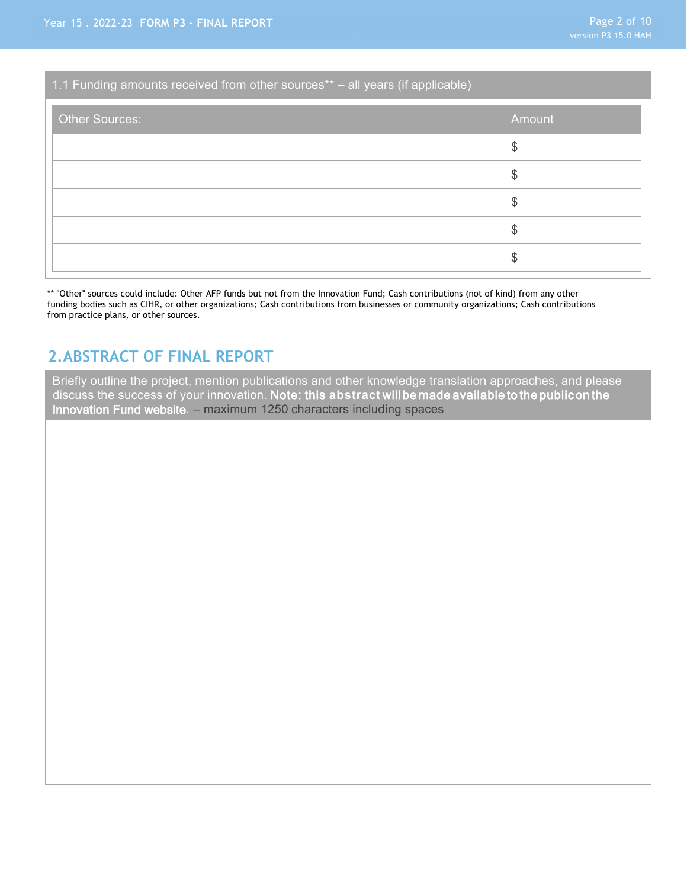### 1.1 Funding amounts received from other sources** – all years (if applicable)

| Other Sources: | Amount |
|---|---|
| | $ |
| | $ |
| | $ |
| | $ |
| | $ |

** "Other" sources could include: Other AFP funds but not from the Innovation Fund; Cash contributions (not of kind) from any other funding bodies such as CIHR, or other organizations; Cash contributions from businesses or community organizations; Cash contributions from practice plans, or other sources.

## 2. ABSTRACT OF FINAL REPORT

Briefly outline the project, mention publications and other knowledge translation approaches, and please discuss the success of your innovation. **Note: this abstract will be made available to the public on the Innovation Fund website**. – maximum 1250 characters including spaces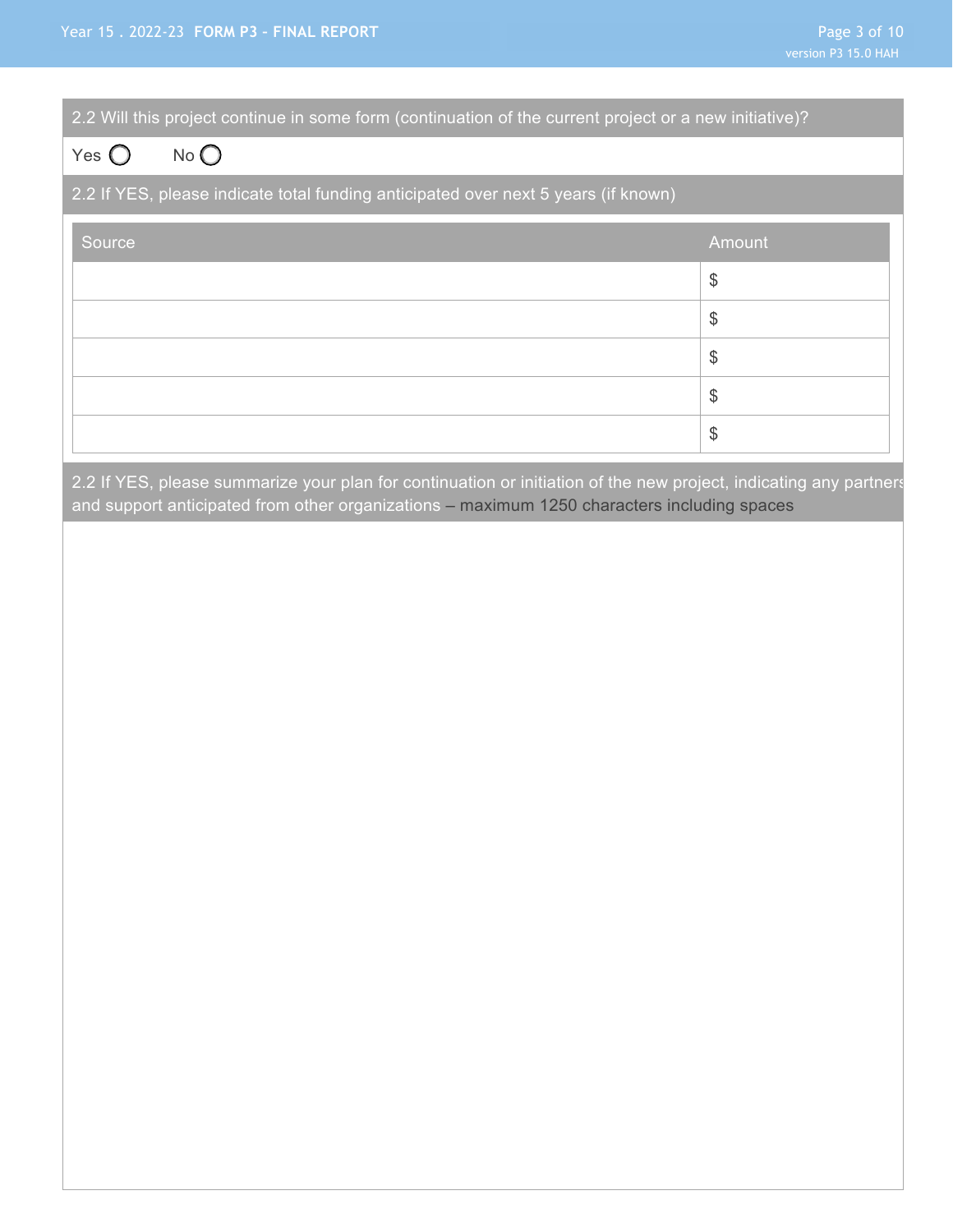2.2 Will this project continue in some form (continuation of the current project or a new initiative)?

Yes ◯ No ◯

2.2 If YES, please indicate total funding anticipated over next 5 years (if known)

| Source | Amount |
|---|---|
| | $ |
| | $ |
| | $ |
| | $ |
| | $ |

2.2 If YES, please summarize your plan for continuation or initiation of the new project, indicating any partners and support anticipated from other organizations – maximum 1250 characters including spaces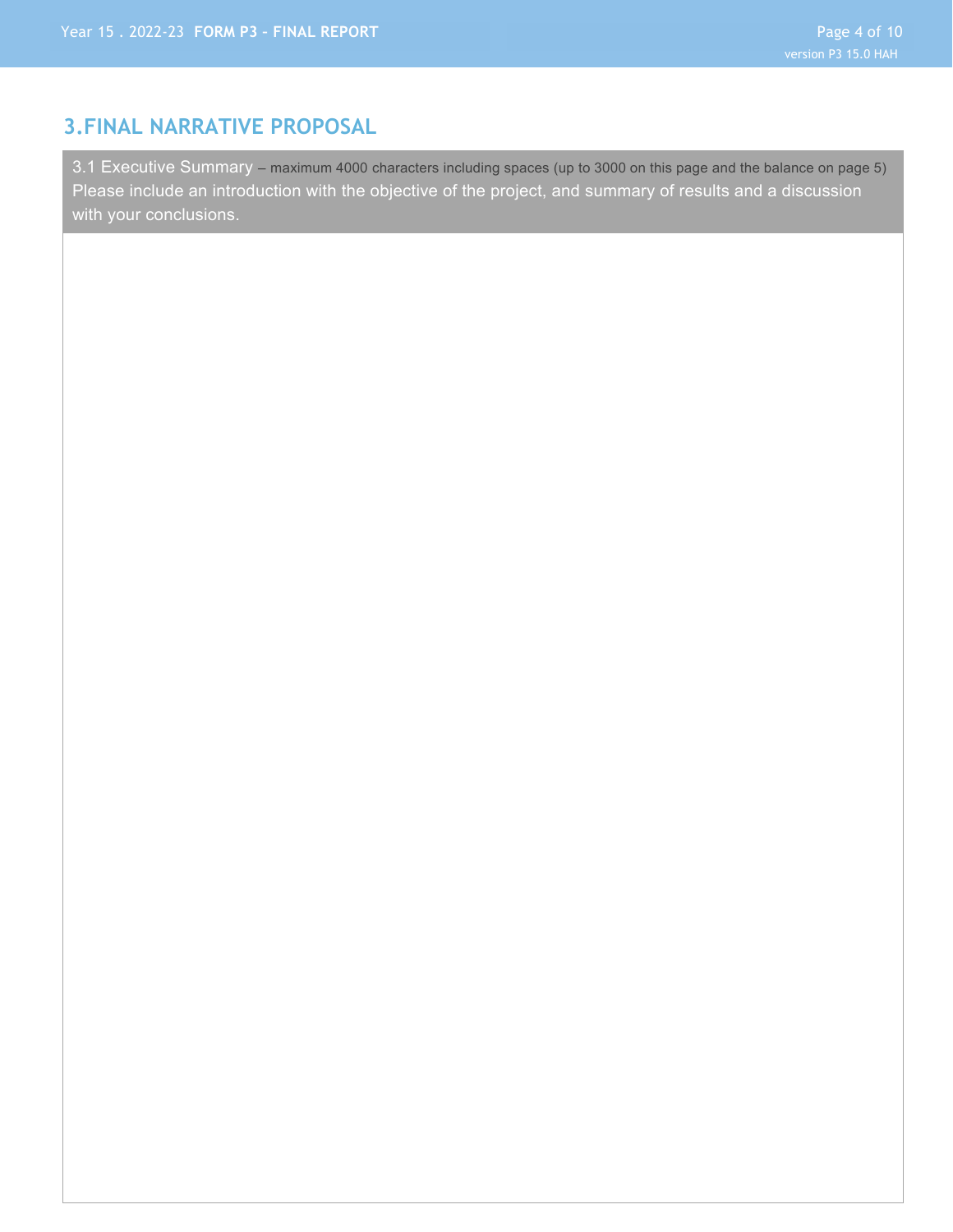# 3.FINAL NARRATIVE PROPOSAL

3.1 Executive Summary – maximum 4000 characters including spaces (up to 3000 on this page and the balance on page 5)
Please include an introduction with the objective of the project, and summary of results and a discussion with your conclusions.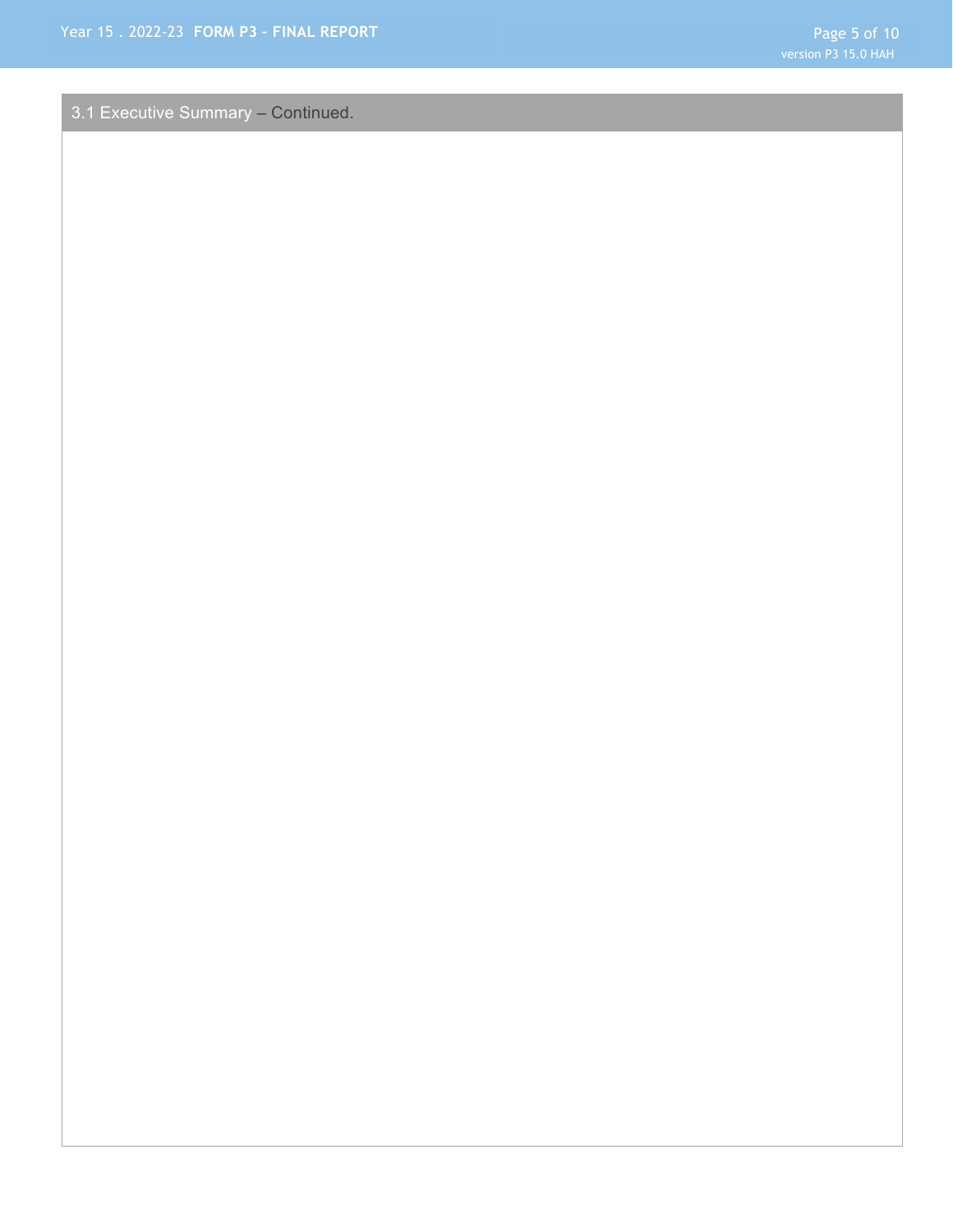## 3.1 Executive Summary – Continued.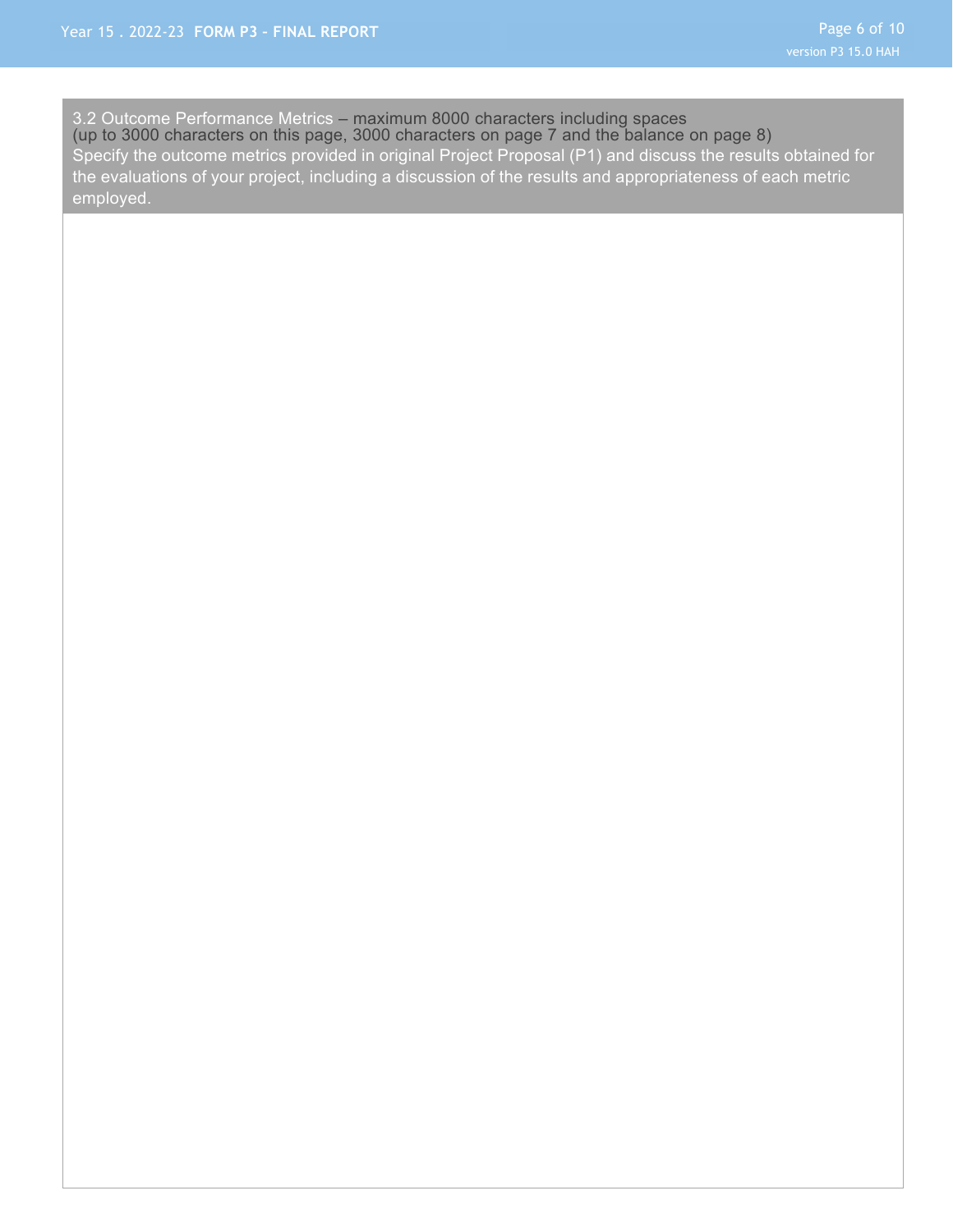3.2 Outcome Performance Metrics – maximum 8000 characters including spaces
(up to 3000 characters on this page, 3000 characters on page 7 and the balance on page 8)
Specify the outcome metrics provided in original Project Proposal (P1) and discuss the results obtained for the evaluations of your project, including a discussion of the results and appropriateness of each metric employed.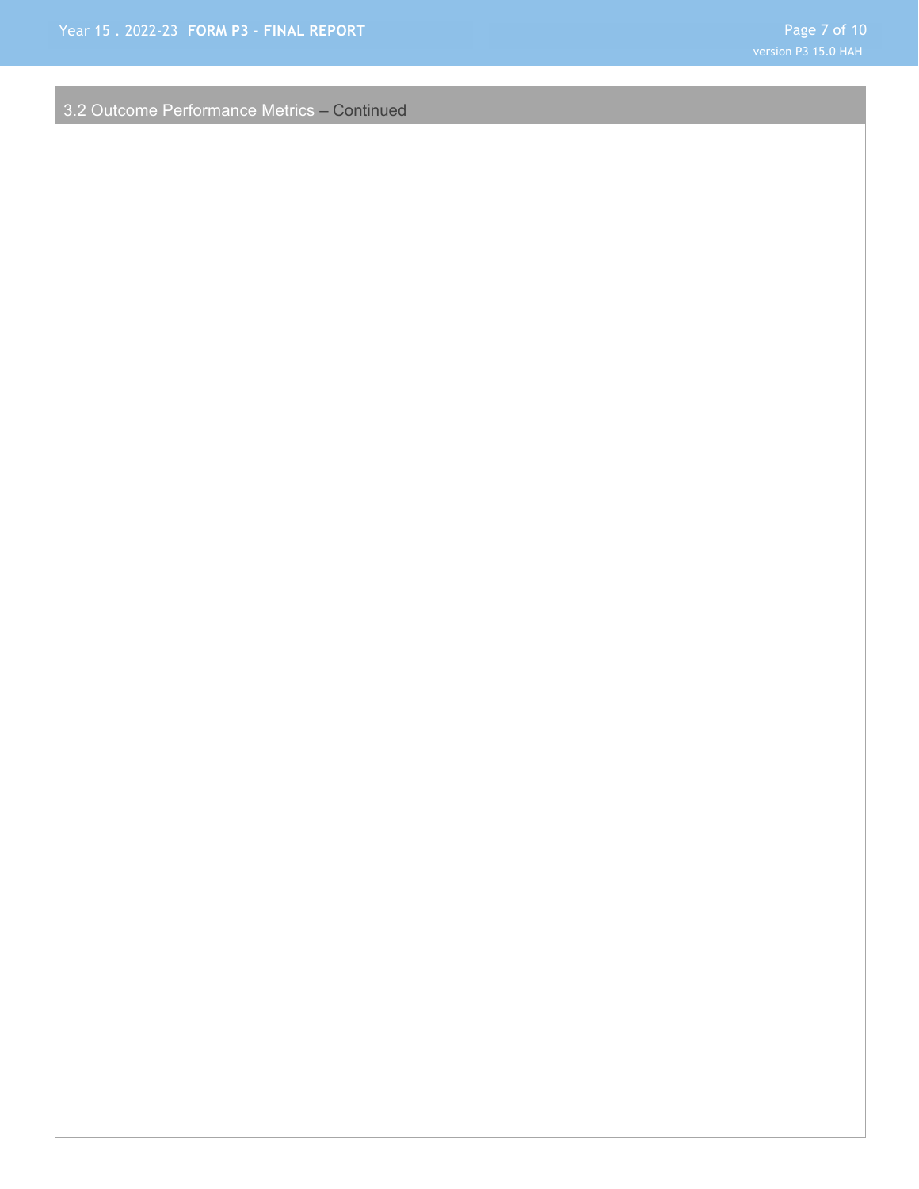## 3.2 Outcome Performance Metrics – Continued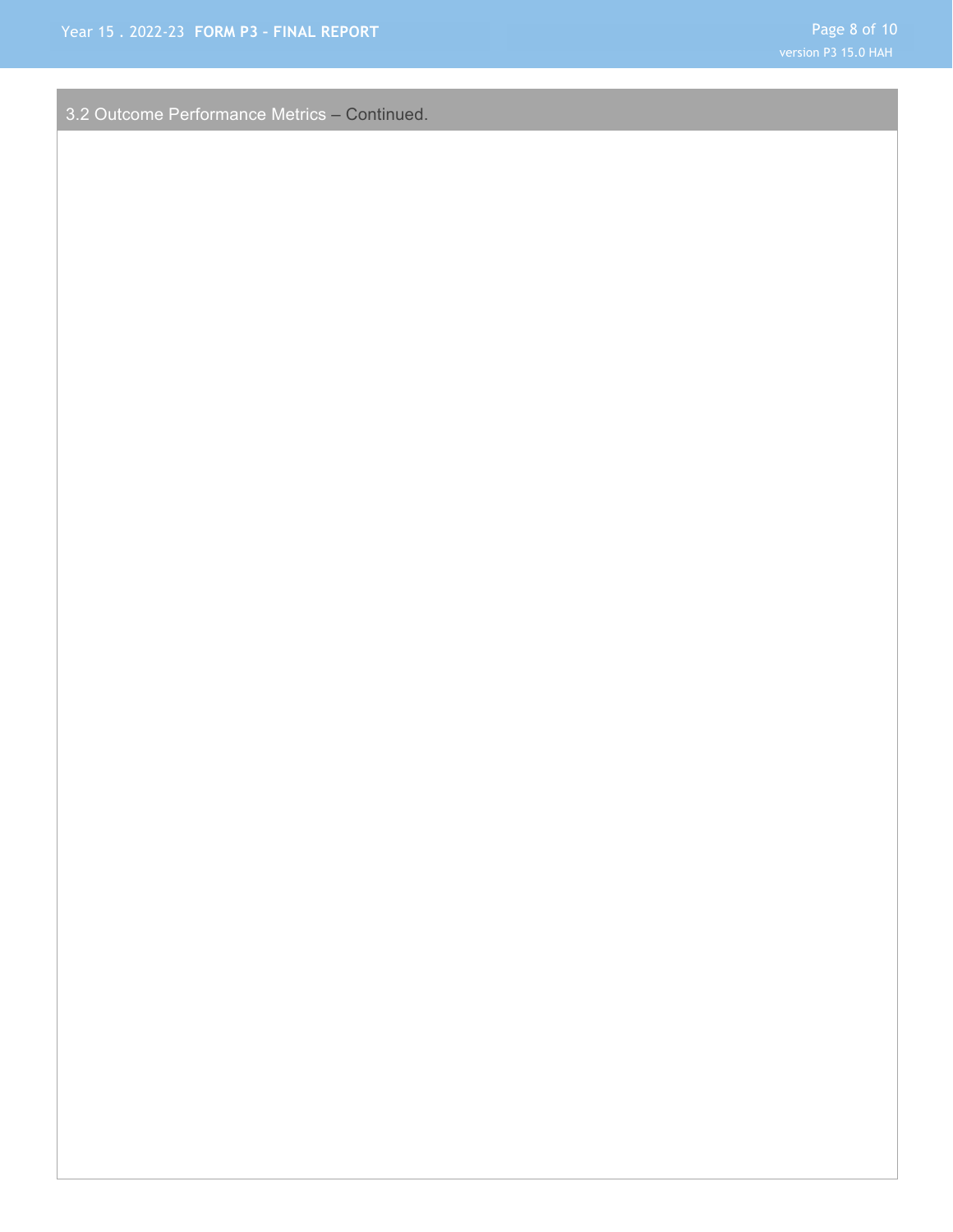## 3.2 Outcome Performance Metrics – Continued.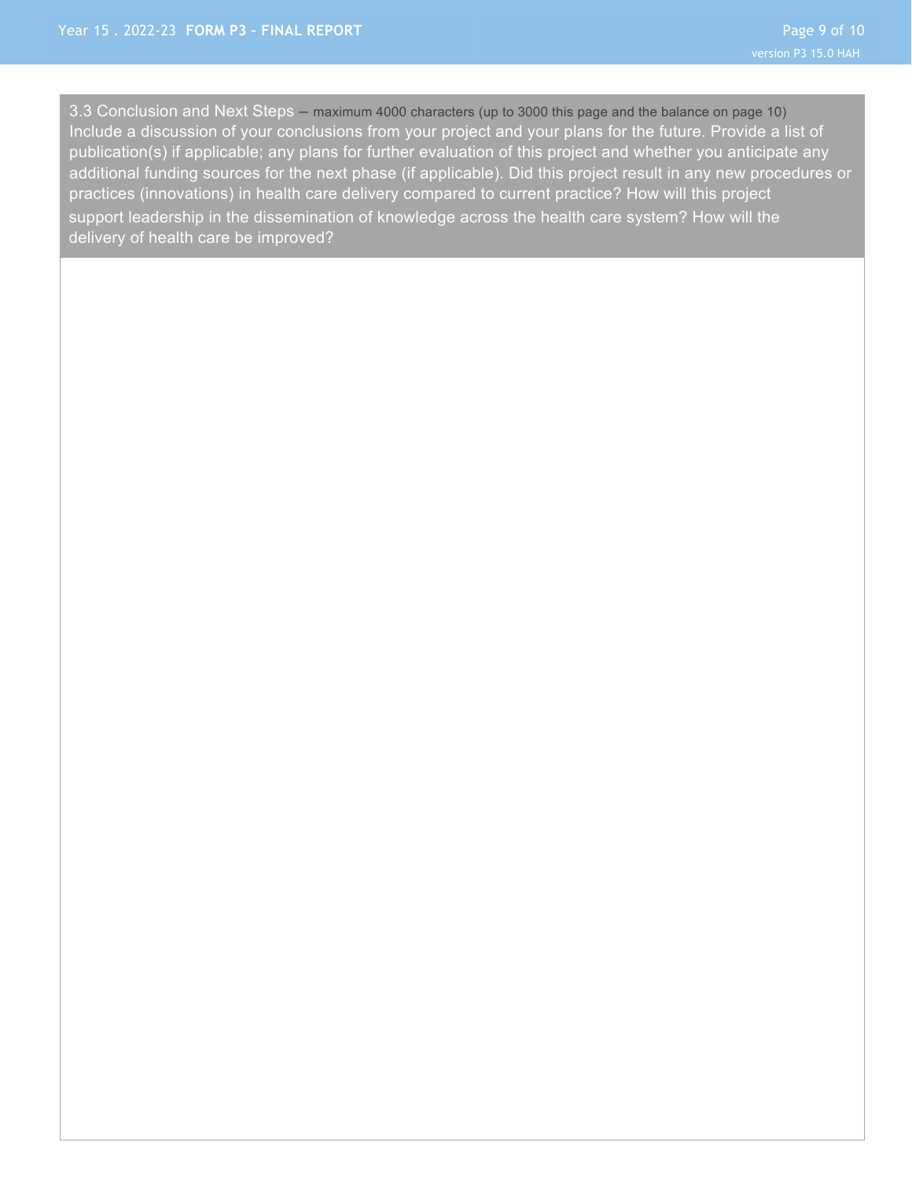3.3 Conclusion and Next Steps – maximum 4000 characters (up to 3000 this page and the balance on page 10)

Include a discussion of your conclusions from your project and your plans for the future. Provide a list of publication(s) if applicable; any plans for further evaluation of this project and whether you anticipate any additional funding sources for the next phase (if applicable). Did this project result in any new procedures or practices (innovations) in health care delivery compared to current practice? How will this project support leadership in the dissemination of knowledge across the health care system? How will the delivery of health care be improved?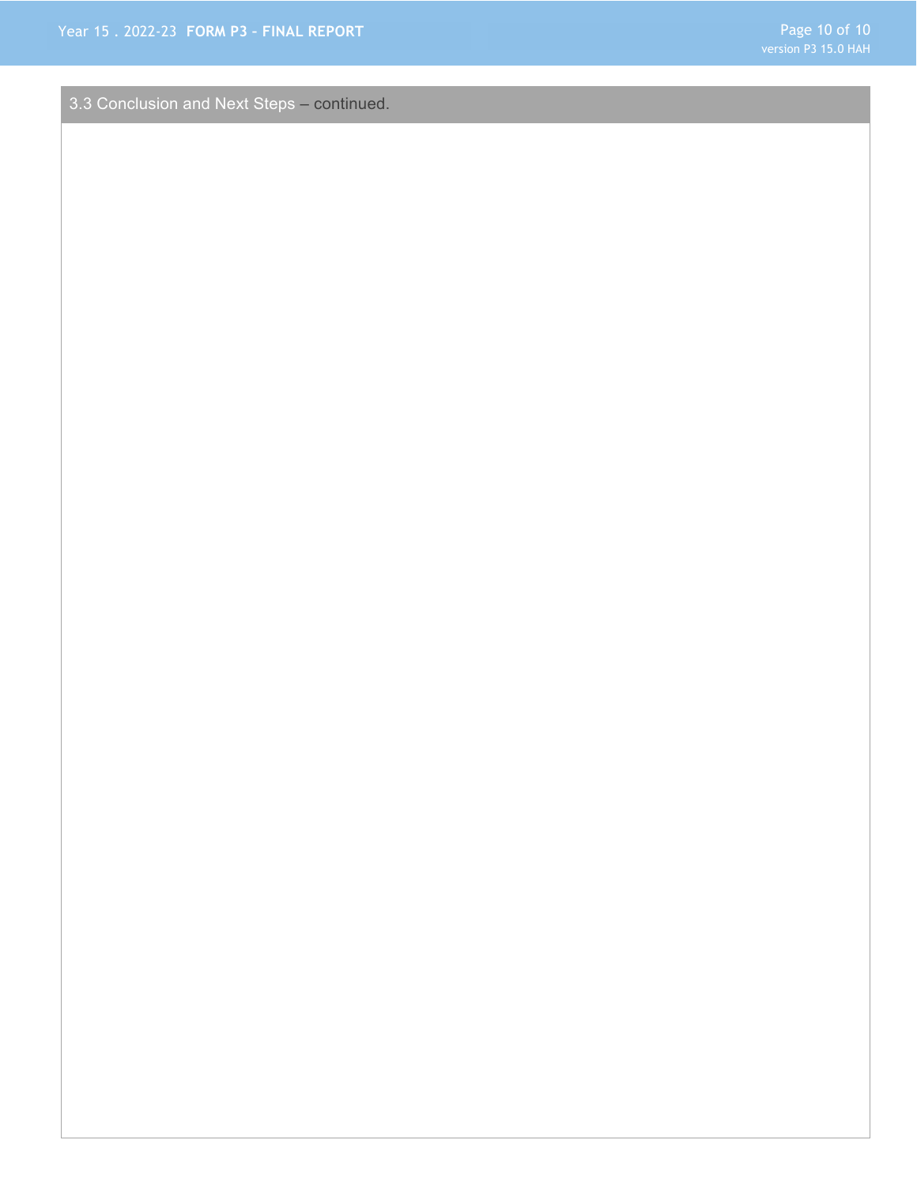### 3.3 Conclusion and Next Steps – continued.